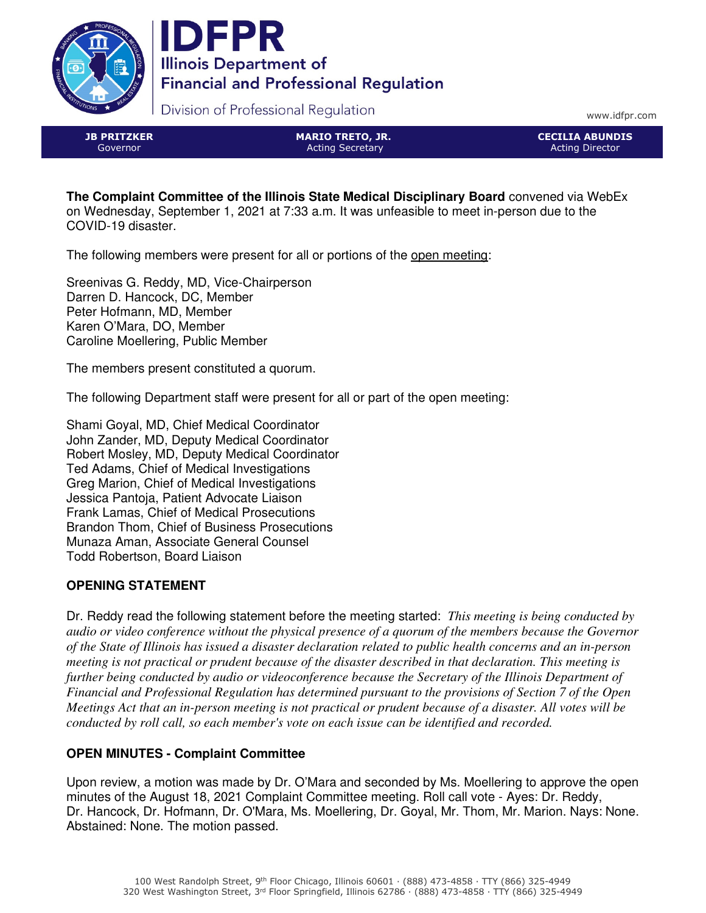# IDFPR

**Illinois Department of Financial and Professional Regulation**

Division of Professional Regulation

www.idfpr.com

| JB PRITZKER | MARIO TRETO, JR. | CECILIA ABUNDIS |
|---|---|---|
| Governor | Acting Secretary | Acting Director |

**The Complaint Committee of the Illinois State Medical Disciplinary Board** convened via WebEx on Wednesday, September 1, 2021 at 7:33 a.m. It was unfeasible to meet in-person due to the COVID-19 disaster.

The following members were present for all or portions of the open meeting:

Sreenivas G. Reddy, MD, Vice-Chairperson
Darren D. Hancock, DC, Member
Peter Hofmann, MD, Member
Karen O'Mara, DO, Member
Caroline Moellering, Public Member

The members present constituted a quorum.

The following Department staff were present for all or part of the open meeting:

Shami Goyal, MD, Chief Medical Coordinator
John Zander, MD, Deputy Medical Coordinator
Robert Mosley, MD, Deputy Medical Coordinator
Ted Adams, Chief of Medical Investigations
Greg Marion, Chief of Medical Investigations
Jessica Pantoja, Patient Advocate Liaison
Frank Lamas, Chief of Medical Prosecutions
Brandon Thom, Chief of Business Prosecutions
Munaza Aman, Associate General Counsel
Todd Robertson, Board Liaison

## OPENING STATEMENT

Dr. Reddy read the following statement before the meeting started: *This meeting is being conducted by audio or video conference without the physical presence of a quorum of the members because the Governor of the State of Illinois has issued a disaster declaration related to public health concerns and an in-person meeting is not practical or prudent because of the disaster described in that declaration. This meeting is further being conducted by audio or videoconference because the Secretary of the Illinois Department of Financial and Professional Regulation has determined pursuant to the provisions of Section 7 of the Open Meetings Act that an in-person meeting is not practical or prudent because of a disaster. All votes will be conducted by roll call, so each member's vote on each issue can be identified and recorded.*

## OPEN MINUTES - Complaint Committee

Upon review, a motion was made by Dr. O'Mara and seconded by Ms. Moellering to approve the open minutes of the August 18, 2021 Complaint Committee meeting. Roll call vote - Ayes: Dr. Reddy, Dr. Hancock, Dr. Hofmann, Dr. O'Mara, Ms. Moellering, Dr. Goyal, Mr. Thom, Mr. Marion. Nays: None. Abstained: None. The motion passed.

100 West Randolph Street, 9th Floor Chicago, Illinois 60601 · (888) 473-4858 · TTY (866) 325-4949
320 West Washington Street, 3rd Floor Springfield, Illinois 62786 · (888) 473-4858 · TTY (866) 325-4949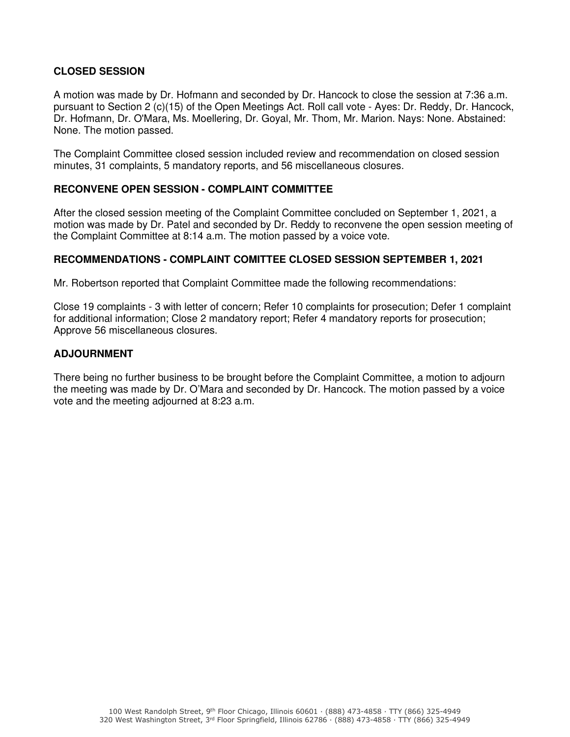### CLOSED SESSION

A motion was made by Dr. Hofmann and seconded by Dr. Hancock to close the session at 7:36 a.m. pursuant to Section 2 (c)(15) of the Open Meetings Act. Roll call vote - Ayes: Dr. Reddy, Dr. Hancock, Dr. Hofmann, Dr. O'Mara, Ms. Moellering, Dr. Goyal, Mr. Thom, Mr. Marion. Nays: None. Abstained: None. The motion passed.

The Complaint Committee closed session included review and recommendation on closed session minutes, 31 complaints, 5 mandatory reports, and 56 miscellaneous closures.

### RECONVENE OPEN SESSION - COMPLAINT COMMITTEE

After the closed session meeting of the Complaint Committee concluded on September 1, 2021, a motion was made by Dr. Patel and seconded by Dr. Reddy to reconvene the open session meeting of the Complaint Committee at 8:14 a.m. The motion passed by a voice vote.

### RECOMMENDATIONS - COMPLAINT COMITTEE CLOSED SESSION SEPTEMBER 1, 2021

Mr. Robertson reported that Complaint Committee made the following recommendations:

Close 19 complaints - 3 with letter of concern; Refer 10 complaints for prosecution; Defer 1 complaint for additional information; Close 2 mandatory report; Refer 4 mandatory reports for prosecution; Approve 56 miscellaneous closures.

### ADJOURNMENT

There being no further business to be brought before the Complaint Committee, a motion to adjourn the meeting was made by Dr. O'Mara and seconded by Dr. Hancock. The motion passed by a voice vote and the meeting adjourned at 8:23 a.m.